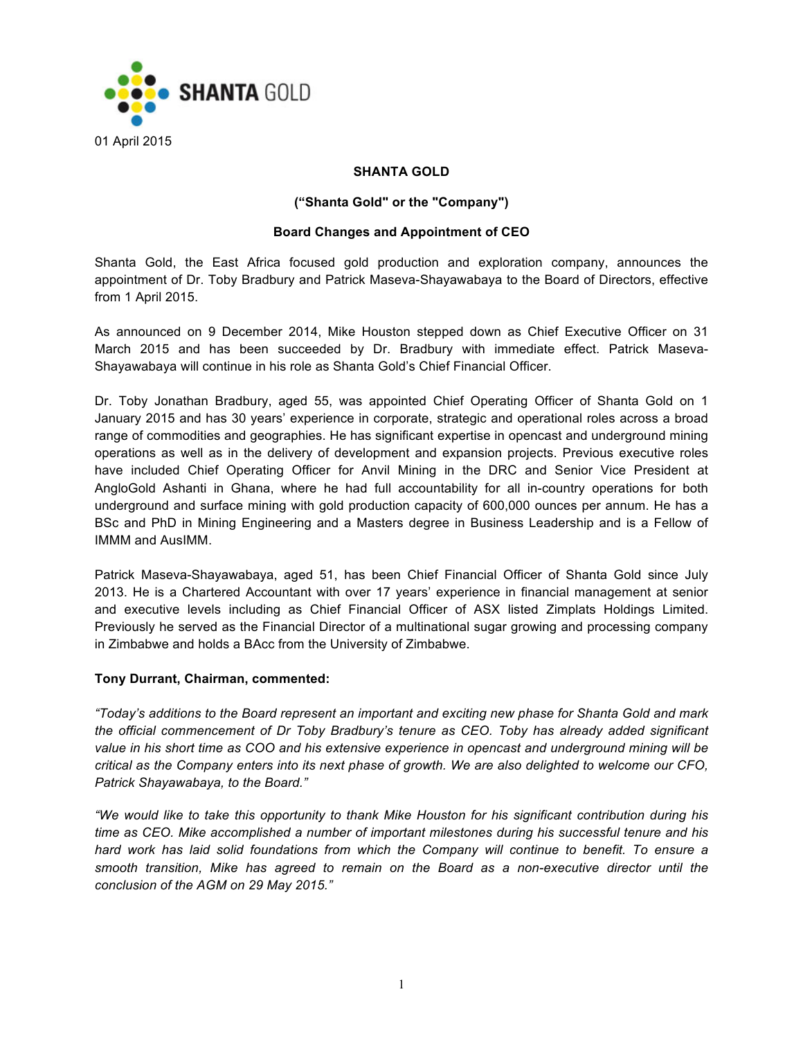SHANTA GOLD

01 April 2015

**SHANTA GOLD**

**("Shanta Gold" or the "Company")**

**Board Changes and Appointment of CEO**

Shanta Gold, the East Africa focused gold production and exploration company, announces the appointment of Dr. Toby Bradbury and Patrick Maseva-Shayawabaya to the Board of Directors, effective from 1 April 2015.

As announced on 9 December 2014, Mike Houston stepped down as Chief Executive Officer on 31 March 2015 and has been succeeded by Dr. Bradbury with immediate effect. Patrick Maseva-Shayawabaya will continue in his role as Shanta Gold's Chief Financial Officer.

Dr. Toby Jonathan Bradbury, aged 55, was appointed Chief Operating Officer of Shanta Gold on 1 January 2015 and has 30 years' experience in corporate, strategic and operational roles across a broad range of commodities and geographies. He has significant expertise in opencast and underground mining operations as well as in the delivery of development and expansion projects. Previous executive roles have included Chief Operating Officer for Anvil Mining in the DRC and Senior Vice President at AngloGold Ashanti in Ghana, where he had full accountability for all in-country operations for both underground and surface mining with gold production capacity of 600,000 ounces per annum. He has a BSc and PhD in Mining Engineering and a Masters degree in Business Leadership and is a Fellow of IMMM and AusIMM.

Patrick Maseva-Shayawabaya, aged 51, has been Chief Financial Officer of Shanta Gold since July 2013. He is a Chartered Accountant with over 17 years' experience in financial management at senior and executive levels including as Chief Financial Officer of ASX listed Zimplats Holdings Limited. Previously he served as the Financial Director of a multinational sugar growing and processing company in Zimbabwe and holds a BAcc from the University of Zimbabwe.

**Tony Durrant, Chairman, commented:**

*"Today's additions to the Board represent an important and exciting new phase for Shanta Gold and mark the official commencement of Dr Toby Bradbury's tenure as CEO. Toby has already added significant value in his short time as COO and his extensive experience in opencast and underground mining will be critical as the Company enters into its next phase of growth. We are also delighted to welcome our CFO, Patrick Shayawabaya, to the Board."*

*"We would like to take this opportunity to thank Mike Houston for his significant contribution during his time as CEO. Mike accomplished a number of important milestones during his successful tenure and his hard work has laid solid foundations from which the Company will continue to benefit. To ensure a smooth transition, Mike has agreed to remain on the Board as a non-executive director until the conclusion of the AGM on 29 May 2015."*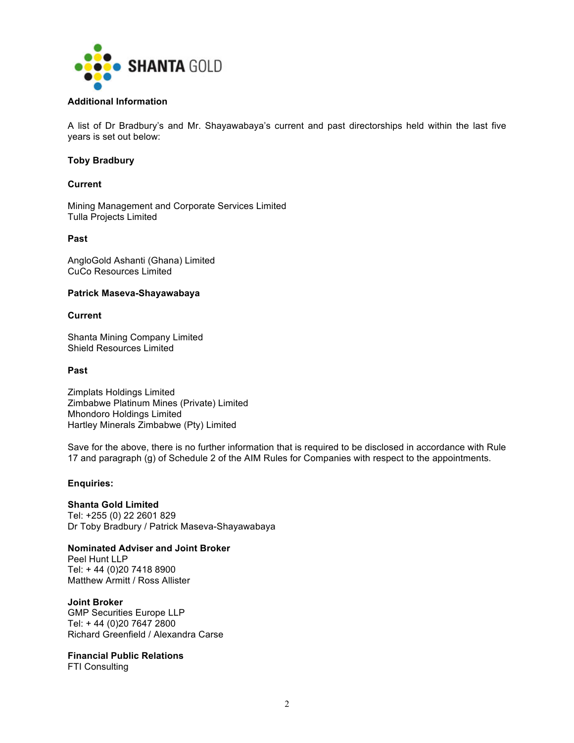**Additional Information**

A list of Dr Bradbury's and Mr. Shayawabaya's current and past directorships held within the last five years is set out below:

**Toby Bradbury**

**Current**

Mining Management and Corporate Services Limited
Tulla Projects Limited

**Past**

AngloGold Ashanti (Ghana) Limited
CuCo Resources Limited

**Patrick Maseva-Shayawabaya**

**Current**

Shanta Mining Company Limited
Shield Resources Limited

**Past**

Zimplats Holdings Limited
Zimbabwe Platinum Mines (Private) Limited
Mhondoro Holdings Limited
Hartley Minerals Zimbabwe (Pty) Limited

Save for the above, there is no further information that is required to be disclosed in accordance with Rule 17 and paragraph (g) of Schedule 2 of the AIM Rules for Companies with respect to the appointments.

**Enquiries:**

**Shanta Gold Limited**
Tel: +255 (0) 22 2601 829
Dr Toby Bradbury / Patrick Maseva-Shayawabaya

**Nominated Adviser and Joint Broker**
Peel Hunt LLP
Tel: + 44 (0)20 7418 8900
Matthew Armitt / Ross Allister

**Joint Broker**
GMP Securities Europe LLP
Tel: + 44 (0)20 7647 2800
Richard Greenfield / Alexandra Carse

**Financial Public Relations**
FTI Consulting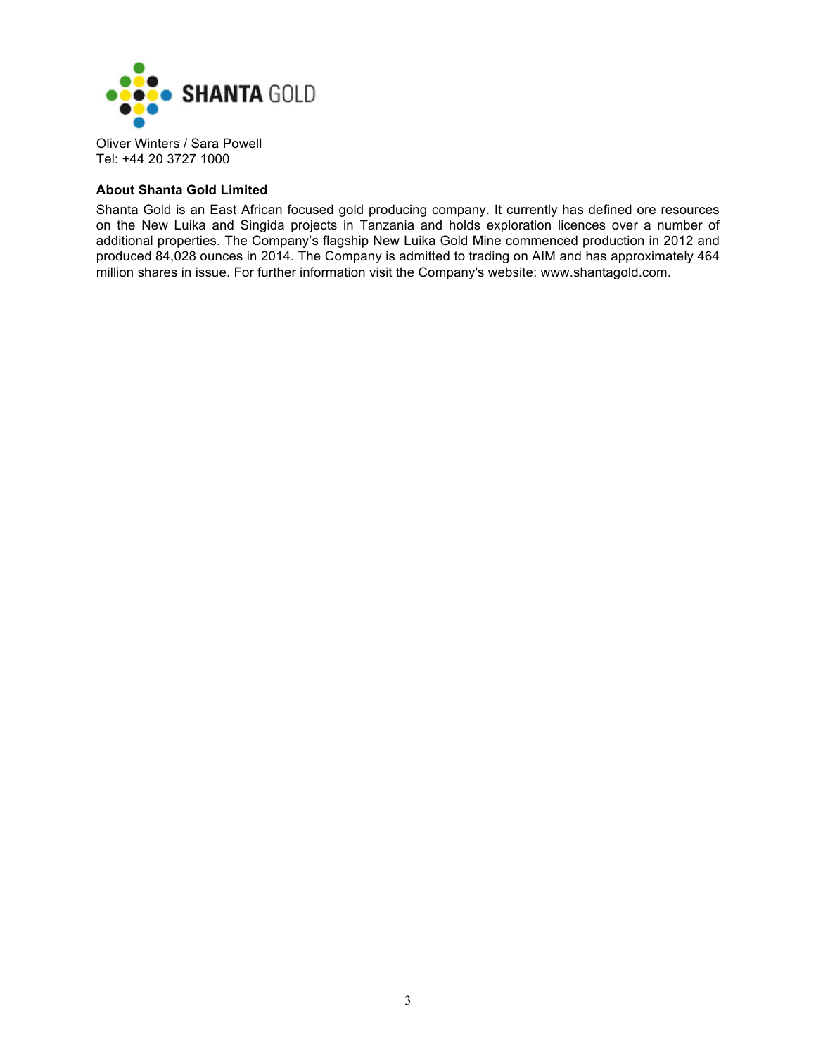SHANTA GOLD

Oliver Winters / Sara Powell
Tel: +44 20 3727 1000

**About Shanta Gold Limited**

Shanta Gold is an East African focused gold producing company. It currently has defined ore resources on the New Luika and Singida projects in Tanzania and holds exploration licences over a number of additional properties. The Company's flagship New Luika Gold Mine commenced production in 2012 and produced 84,028 ounces in 2014. The Company is admitted to trading on AIM and has approximately 464 million shares in issue. For further information visit the Company's website: www.shantagold.com.